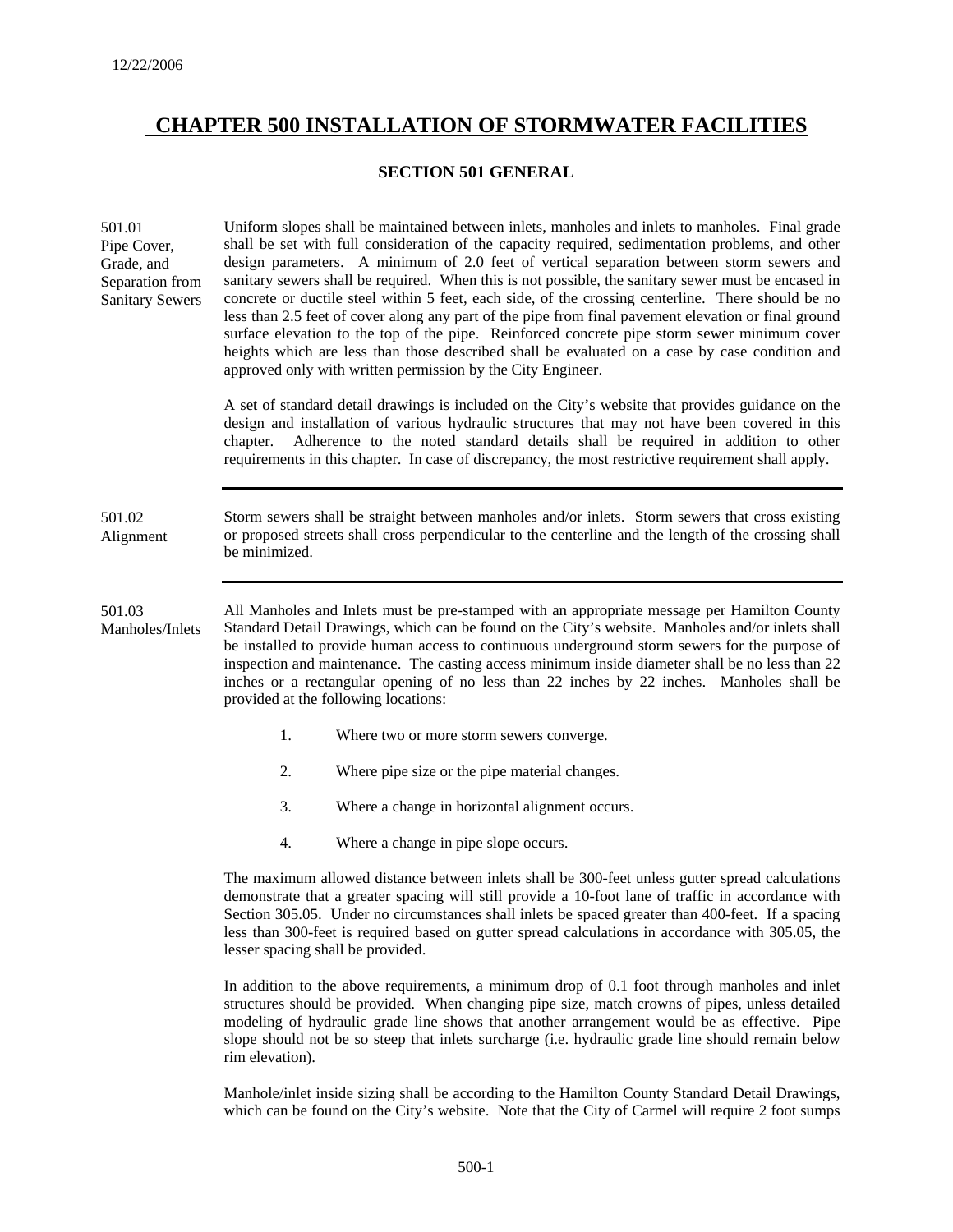12/22/2006

# CHAPTER 500 INSTALLATION OF STORMWATER FACILITIES

## SECTION 501 GENERAL

**501.01 Pipe Cover, Grade, and Separation from Sanitary Sewers**

Uniform slopes shall be maintained between inlets, manholes and inlets to manholes. Final grade shall be set with full consideration of the capacity required, sedimentation problems, and other design parameters. A minimum of 2.0 feet of vertical separation between storm sewers and sanitary sewers shall be required. When this is not possible, the sanitary sewer must be encased in concrete or ductile steel within 5 feet, each side, of the crossing centerline. There should be no less than 2.5 feet of cover along any part of the pipe from final pavement elevation or final ground surface elevation to the top of the pipe. Reinforced concrete pipe storm sewer minimum cover heights which are less than those described shall be evaluated on a case by case condition and approved only with written permission by the City Engineer.

A set of standard detail drawings is included on the City's website that provides guidance on the design and installation of various hydraulic structures that may not have been covered in this chapter. Adherence to the noted standard details shall be required in addition to other requirements in this chapter. In case of discrepancy, the most restrictive requirement shall apply.

---

**501.02 Alignment**

Storm sewers shall be straight between manholes and/or inlets. Storm sewers that cross existing or proposed streets shall cross perpendicular to the centerline and the length of the crossing shall be minimized.

---

**501.03 Manholes/Inlets**

All Manholes and Inlets must be pre-stamped with an appropriate message per Hamilton County Standard Detail Drawings, which can be found on the City's website. Manholes and/or inlets shall be installed to provide human access to continuous underground storm sewers for the purpose of inspection and maintenance. The casting access minimum inside diameter shall be no less than 22 inches or a rectangular opening of no less than 22 inches by 22 inches. Manholes shall be provided at the following locations:

1. Where two or more storm sewers converge.
2. Where pipe size or the pipe material changes.
3. Where a change in horizontal alignment occurs.
4. Where a change in pipe slope occurs.

The maximum allowed distance between inlets shall be 300-feet unless gutter spread calculations demonstrate that a greater spacing will still provide a 10-foot lane of traffic in accordance with Section 305.05. Under no circumstances shall inlets be spaced greater than 400-feet. If a spacing less than 300-feet is required based on gutter spread calculations in accordance with 305.05, the lesser spacing shall be provided.

In addition to the above requirements, a minimum drop of 0.1 foot through manholes and inlet structures should be provided. When changing pipe size, match crowns of pipes, unless detailed modeling of hydraulic grade line shows that another arrangement would be as effective. Pipe slope should not be so steep that inlets surcharge (i.e. hydraulic grade line should remain below rim elevation).

Manhole/inlet inside sizing shall be according to the Hamilton County Standard Detail Drawings, which can be found on the City's website. Note that the City of Carmel will require 2 foot sumps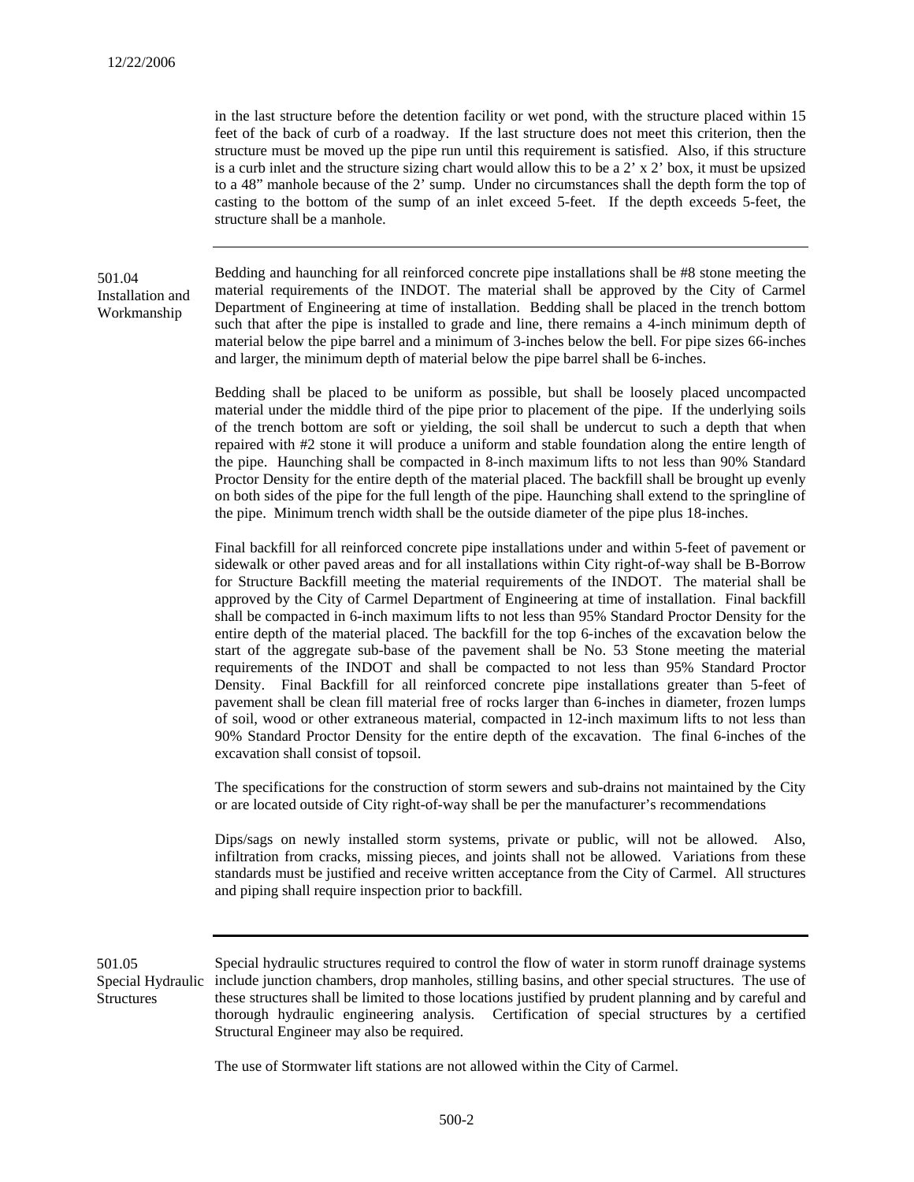in the last structure before the detention facility or wet pond, with the structure placed within 15 feet of the back of curb of a roadway. If the last structure does not meet this criterion, then the structure must be moved up the pipe run until this requirement is satisfied. Also, if this structure is a curb inlet and the structure sizing chart would allow this to be a 2' x 2' box, it must be upsized to a 48" manhole because of the 2' sump. Under no circumstances shall the depth form the top of casting to the bottom of the sump of an inlet exceed 5-feet. If the depth exceeds 5-feet, the structure shall be a manhole.

---

## 501.04 Installation and Workmanship

Bedding and haunching for all reinforced concrete pipe installations shall be #8 stone meeting the material requirements of the INDOT. The material shall be approved by the City of Carmel Department of Engineering at time of installation. Bedding shall be placed in the trench bottom such that after the pipe is installed to grade and line, there remains a 4-inch minimum depth of material below the pipe barrel and a minimum of 3-inches below the bell. For pipe sizes 66-inches and larger, the minimum depth of material below the pipe barrel shall be 6-inches.

Bedding shall be placed to be uniform as possible, but shall be loosely placed uncompacted material under the middle third of the pipe prior to placement of the pipe. If the underlying soils of the trench bottom are soft or yielding, the soil shall be undercut to such a depth that when repaired with #2 stone it will produce a uniform and stable foundation along the entire length of the pipe. Haunching shall be compacted in 8-inch maximum lifts to not less than 90% Standard Proctor Density for the entire depth of the material placed. The backfill shall be brought up evenly on both sides of the pipe for the full length of the pipe. Haunching shall extend to the springline of the pipe. Minimum trench width shall be the outside diameter of the pipe plus 18-inches.

Final backfill for all reinforced concrete pipe installations under and within 5-feet of pavement or sidewalk or other paved areas and for all installations within City right-of-way shall be B-Borrow for Structure Backfill meeting the material requirements of the INDOT. The material shall be approved by the City of Carmel Department of Engineering at time of installation. Final backfill shall be compacted in 6-inch maximum lifts to not less than 95% Standard Proctor Density for the entire depth of the material placed. The backfill for the top 6-inches of the excavation below the start of the aggregate sub-base of the pavement shall be No. 53 Stone meeting the material requirements of the INDOT and shall be compacted to not less than 95% Standard Proctor Density. Final Backfill for all reinforced concrete pipe installations greater than 5-feet of pavement shall be clean fill material free of rocks larger than 6-inches in diameter, frozen lumps of soil, wood or other extraneous material, compacted in 12-inch maximum lifts to not less than 90% Standard Proctor Density for the entire depth of the excavation. The final 6-inches of the excavation shall consist of topsoil.

The specifications for the construction of storm sewers and sub-drains not maintained by the City or are located outside of City right-of-way shall be per the manufacturer's recommendations

Dips/sags on newly installed storm systems, private or public, will not be allowed. Also, infiltration from cracks, missing pieces, and joints shall not be allowed. Variations from these standards must be justified and receive written acceptance from the City of Carmel. All structures and piping shall require inspection prior to backfill.

---

## 501.05 Special Hydraulic Structures

Special hydraulic structures required to control the flow of water in storm runoff drainage systems include junction chambers, drop manholes, stilling basins, and other special structures. The use of these structures shall be limited to those locations justified by prudent planning and by careful and thorough hydraulic engineering analysis. Certification of special structures by a certified Structural Engineer may also be required.

The use of Stormwater lift stations are not allowed within the City of Carmel.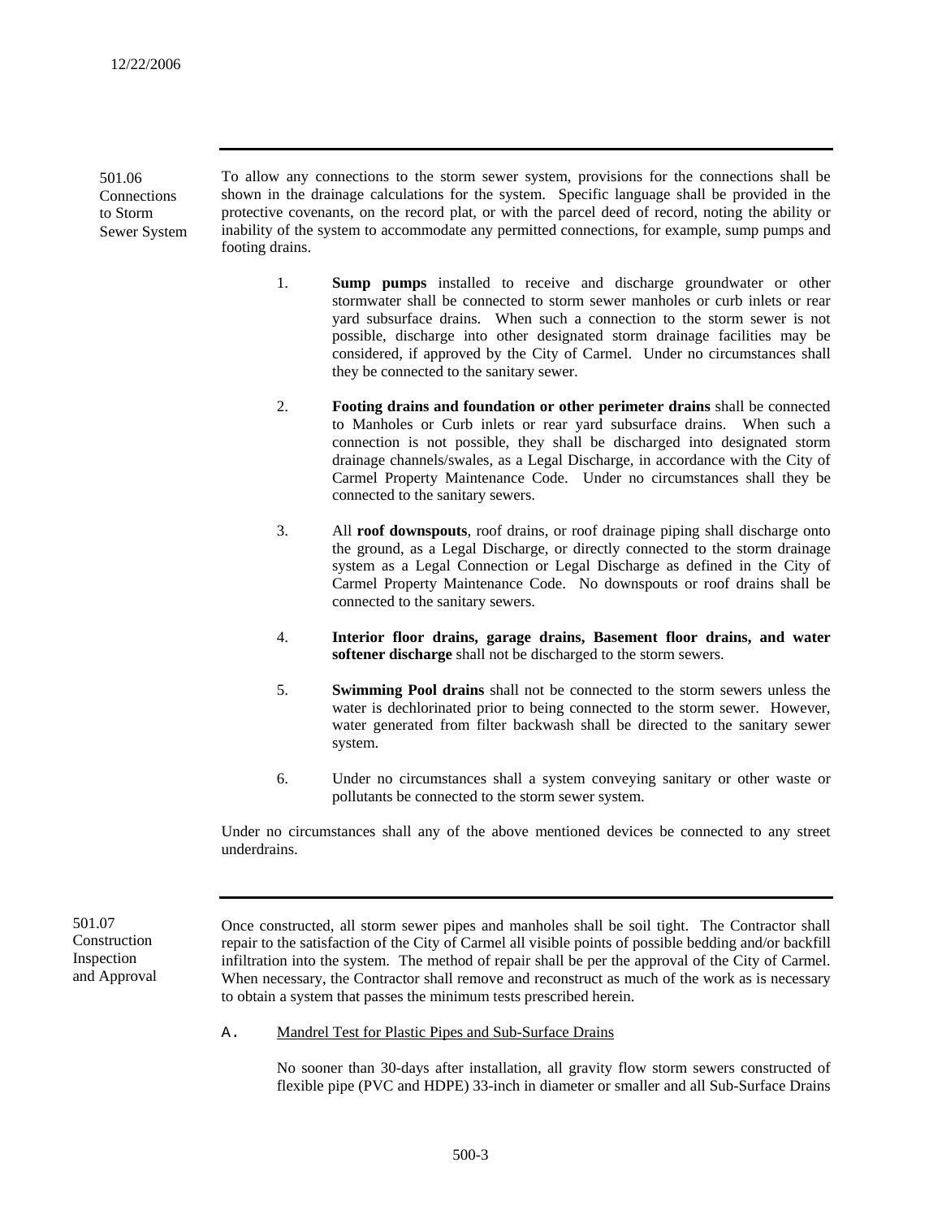## 501.06 Connections to Storm Sewer System

To allow any connections to the storm sewer system, provisions for the connections shall be shown in the drainage calculations for the system. Specific language shall be provided in the protective covenants, on the record plat, or with the parcel deed of record, noting the ability or inability of the system to accommodate any permitted connections, for example, sump pumps and footing drains.

1. **Sump pumps** installed to receive and discharge groundwater or other stormwater shall be connected to storm sewer manholes or curb inlets or rear yard subsurface drains. When such a connection to the storm sewer is not possible, discharge into other designated storm drainage facilities may be considered, if approved by the City of Carmel. Under no circumstances shall they be connected to the sanitary sewer.

2. **Footing drains and foundation or other perimeter drains** shall be connected to Manholes or Curb inlets or rear yard subsurface drains. When such a connection is not possible, they shall be discharged into designated storm drainage channels/swales, as a Legal Discharge, in accordance with the City of Carmel Property Maintenance Code. Under no circumstances shall they be connected to the sanitary sewers.

3. All **roof downspouts**, roof drains, or roof drainage piping shall discharge onto the ground, as a Legal Discharge, or directly connected to the storm drainage system as a Legal Connection or Legal Discharge as defined in the City of Carmel Property Maintenance Code. No downspouts or roof drains shall be connected to the sanitary sewers.

4. **Interior floor drains, garage drains, Basement floor drains, and water softener discharge** shall not be discharged to the storm sewers.

5. **Swimming Pool drains** shall not be connected to the storm sewers unless the water is dechlorinated prior to being connected to the storm sewer. However, water generated from filter backwash shall be directed to the sanitary sewer system.

6. Under no circumstances shall a system conveying sanitary or other waste or pollutants be connected to the storm sewer system.

Under no circumstances shall any of the above mentioned devices be connected to any street underdrains.

## 501.07 Construction Inspection and Approval

Once constructed, all storm sewer pipes and manholes shall be soil tight. The Contractor shall repair to the satisfaction of the City of Carmel all visible points of possible bedding and/or backfill infiltration into the system. The method of repair shall be per the approval of the City of Carmel. When necessary, the Contractor shall remove and reconstruct as much of the work as is necessary to obtain a system that passes the minimum tests prescribed herein.

A. Mandrel Test for Plastic Pipes and Sub-Surface Drains

No sooner than 30-days after installation, all gravity flow storm sewers constructed of flexible pipe (PVC and HDPE) 33-inch in diameter or smaller and all Sub-Surface Drains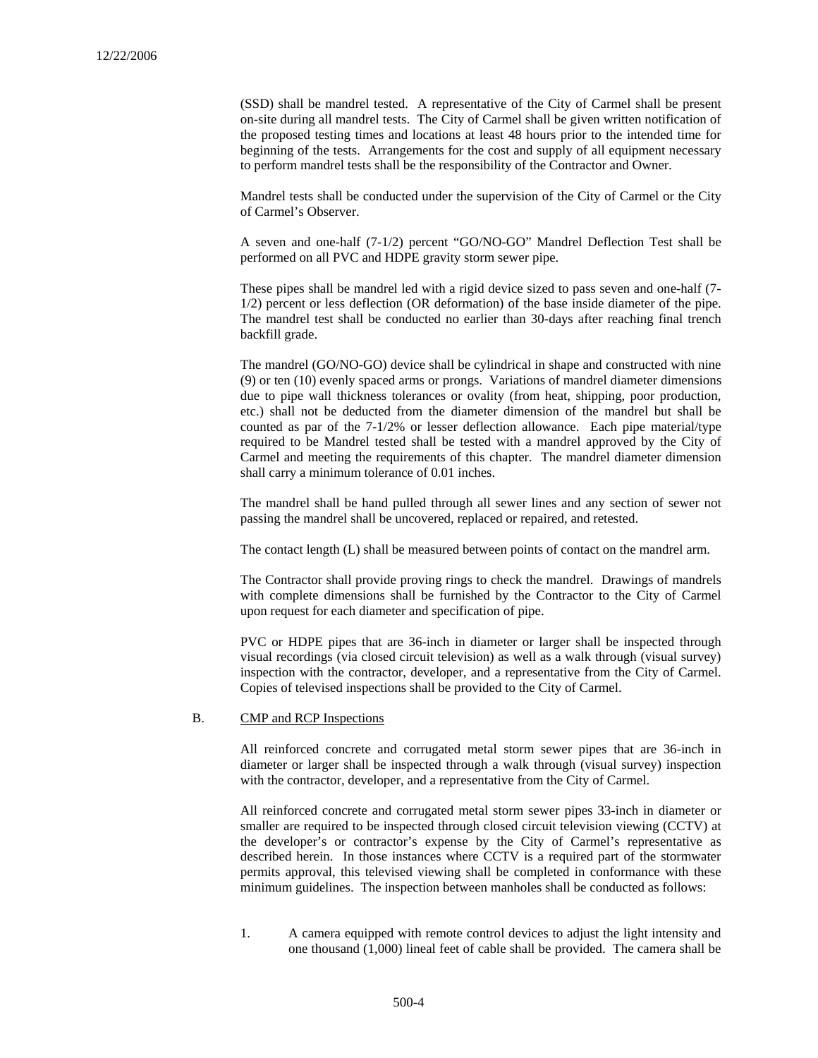(SSD) shall be mandrel tested. A representative of the City of Carmel shall be present on-site during all mandrel tests. The City of Carmel shall be given written notification of the proposed testing times and locations at least 48 hours prior to the intended time for beginning of the tests. Arrangements for the cost and supply of all equipment necessary to perform mandrel tests shall be the responsibility of the Contractor and Owner.

Mandrel tests shall be conducted under the supervision of the City of Carmel or the City of Carmel's Observer.

A seven and one-half (7-1/2) percent "GO/NO-GO" Mandrel Deflection Test shall be performed on all PVC and HDPE gravity storm sewer pipe.

These pipes shall be mandrel led with a rigid device sized to pass seven and one-half (7-1/2) percent or less deflection (OR deformation) of the base inside diameter of the pipe. The mandrel test shall be conducted no earlier than 30-days after reaching final trench backfill grade.

The mandrel (GO/NO-GO) device shall be cylindrical in shape and constructed with nine (9) or ten (10) evenly spaced arms or prongs. Variations of mandrel diameter dimensions due to pipe wall thickness tolerances or ovality (from heat, shipping, poor production, etc.) shall not be deducted from the diameter dimension of the mandrel but shall be counted as par of the 7-1/2% or lesser deflection allowance. Each pipe material/type required to be Mandrel tested shall be tested with a mandrel approved by the City of Carmel and meeting the requirements of this chapter. The mandrel diameter dimension shall carry a minimum tolerance of 0.01 inches.

The mandrel shall be hand pulled through all sewer lines and any section of sewer not passing the mandrel shall be uncovered, replaced or repaired, and retested.

The contact length (L) shall be measured between points of contact on the mandrel arm.

The Contractor shall provide proving rings to check the mandrel. Drawings of mandrels with complete dimensions shall be furnished by the Contractor to the City of Carmel upon request for each diameter and specification of pipe.

PVC or HDPE pipes that are 36-inch in diameter or larger shall be inspected through visual recordings (via closed circuit television) as well as a walk through (visual survey) inspection with the contractor, developer, and a representative from the City of Carmel. Copies of televised inspections shall be provided to the City of Carmel.

B. <u>CMP and RCP Inspections</u>

All reinforced concrete and corrugated metal storm sewer pipes that are 36-inch in diameter or larger shall be inspected through a walk through (visual survey) inspection with the contractor, developer, and a representative from the City of Carmel.

All reinforced concrete and corrugated metal storm sewer pipes 33-inch in diameter or smaller are required to be inspected through closed circuit television viewing (CCTV) at the developer's or contractor's expense by the City of Carmel's representative as described herein. In those instances where CCTV is a required part of the stormwater permits approval, this televised viewing shall be completed in conformance with these minimum guidelines. The inspection between manholes shall be conducted as follows:

1. A camera equipped with remote control devices to adjust the light intensity and one thousand (1,000) lineal feet of cable shall be provided. The camera shall be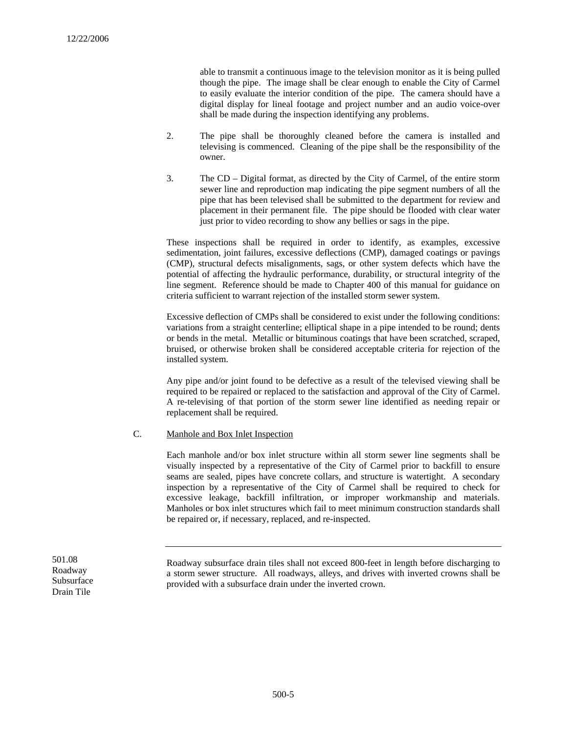able to transmit a continuous image to the television monitor as it is being pulled though the pipe. The image shall be clear enough to enable the City of Carmel to easily evaluate the interior condition of the pipe. The camera should have a digital display for lineal footage and project number and an audio voice-over shall be made during the inspection identifying any problems.

2. The pipe shall be thoroughly cleaned before the camera is installed and televising is commenced. Cleaning of the pipe shall be the responsibility of the owner.

3. The CD – Digital format, as directed by the City of Carmel, of the entire storm sewer line and reproduction map indicating the pipe segment numbers of all the pipe that has been televised shall be submitted to the department for review and placement in their permanent file. The pipe should be flooded with clear water just prior to video recording to show any bellies or sags in the pipe.

These inspections shall be required in order to identify, as examples, excessive sedimentation, joint failures, excessive deflections (CMP), damaged coatings or pavings (CMP), structural defects misalignments, sags, or other system defects which have the potential of affecting the hydraulic performance, durability, or structural integrity of the line segment. Reference should be made to Chapter 400 of this manual for guidance on criteria sufficient to warrant rejection of the installed storm sewer system.

Excessive deflection of CMPs shall be considered to exist under the following conditions: variations from a straight centerline; elliptical shape in a pipe intended to be round; dents or bends in the metal. Metallic or bituminous coatings that have been scratched, scraped, bruised, or otherwise broken shall be considered acceptable criteria for rejection of the installed system.

Any pipe and/or joint found to be defective as a result of the televised viewing shall be required to be repaired or replaced to the satisfaction and approval of the City of Carmel. A re-televising of that portion of the storm sewer line identified as needing repair or replacement shall be required.

C. Manhole and Box Inlet Inspection

Each manhole and/or box inlet structure within all storm sewer line segments shall be visually inspected by a representative of the City of Carmel prior to backfill to ensure seams are sealed, pipes have concrete collars, and structure is watertight. A secondary inspection by a representative of the City of Carmel shall be required to check for excessive leakage, backfill infiltration, or improper workmanship and materials. Manholes or box inlet structures which fail to meet minimum construction standards shall be repaired or, if necessary, replaced, and re-inspected.

---

## 501.08 Roadway Subsurface Drain Tile

Roadway subsurface drain tiles shall not exceed 800-feet in length before discharging to a storm sewer structure. All roadways, alleys, and drives with inverted crowns shall be provided with a subsurface drain under the inverted crown.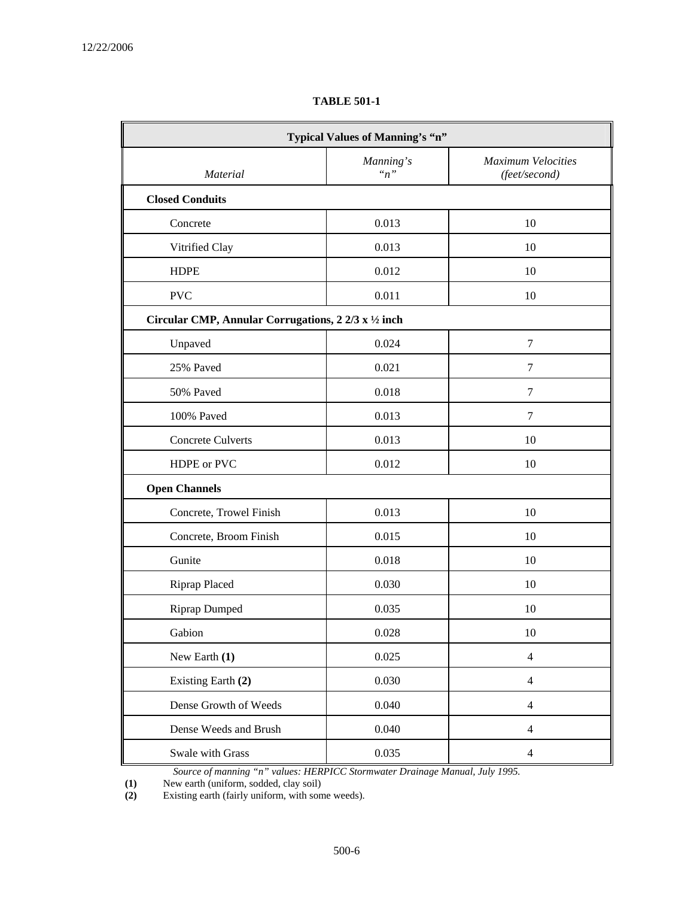**TABLE 501-1**

| Typical Values of Manning's "n" | | |
|---|---|---|
| *Material* | *Manning's "n"* | *Maximum Velocities (feet/second)* |
| **Closed Conduits** | | |
| Concrete | 0.013 | 10 |
| Vitrified Clay | 0.013 | 10 |
| HDPE | 0.012 | 10 |
| PVC | 0.011 | 10 |
| **Circular CMP, Annular Corrugations, 2 2/3 x ½ inch** | | |
| Unpaved | 0.024 | 7 |
| 25% Paved | 0.021 | 7 |
| 50% Paved | 0.018 | 7 |
| 100% Paved | 0.013 | 7 |
| Concrete Culverts | 0.013 | 10 |
| HDPE or PVC | 0.012 | 10 |
| **Open Channels** | | |
| Concrete, Trowel Finish | 0.013 | 10 |
| Concrete, Broom Finish | 0.015 | 10 |
| Gunite | 0.018 | 10 |
| Riprap Placed | 0.030 | 10 |
| Riprap Dumped | 0.035 | 10 |
| Gabion | 0.028 | 10 |
| New Earth **(1)** | 0.025 | 4 |
| Existing Earth **(2)** | 0.030 | 4 |
| Dense Growth of Weeds | 0.040 | 4 |
| Dense Weeds and Brush | 0.040 | 4 |
| Swale with Grass | 0.035 | 4 |

*Source of manning "n" values: HERPICC Stormwater Drainage Manual, July 1995.*

**(1)** New earth (uniform, sodded, clay soil)

**(2)** Existing earth (fairly uniform, with some weeds).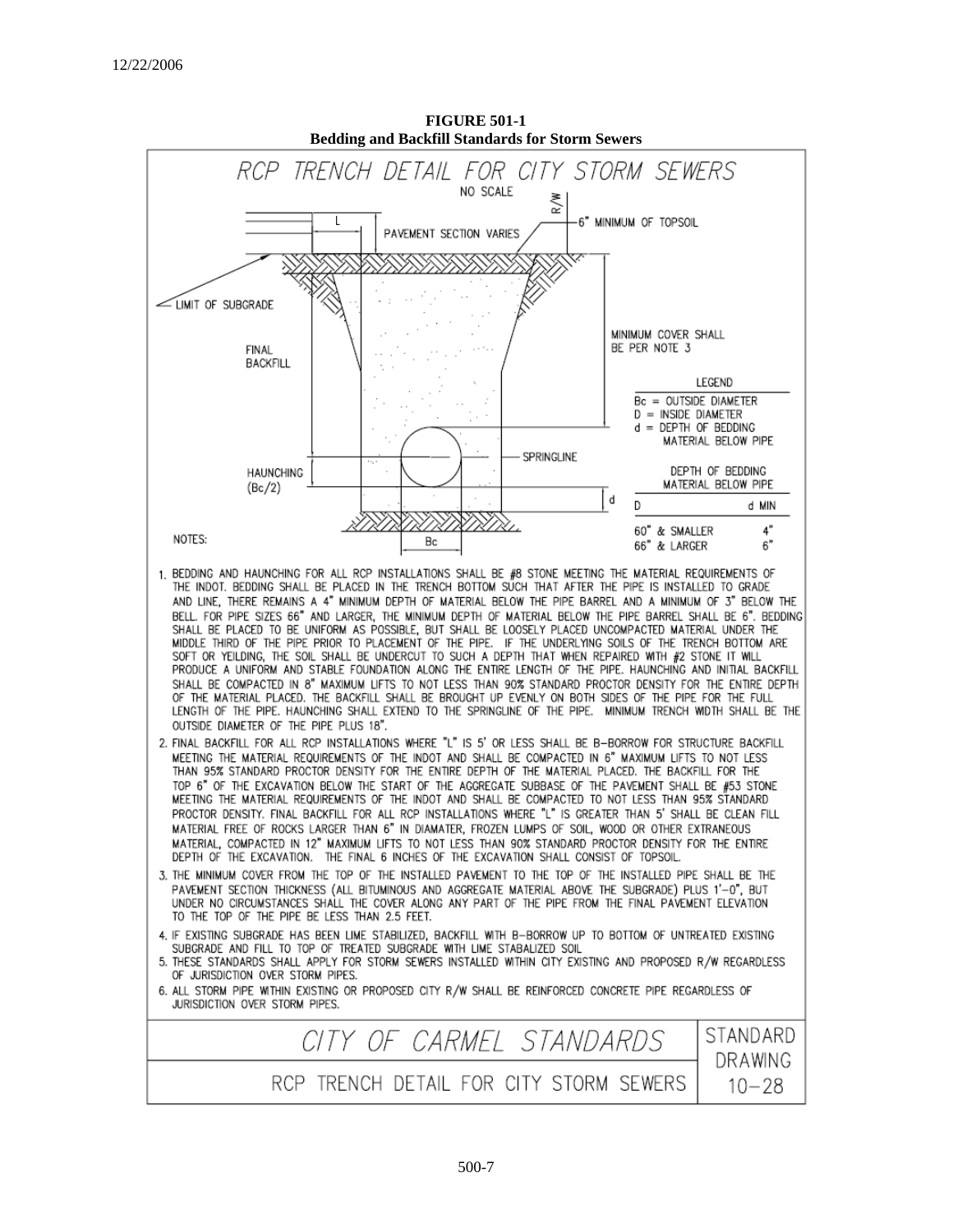12/22/2006

**FIGURE 501-1**
**Bedding and Backfill Standards for Storm Sewers**

# RCP TRENCH DETAIL FOR CITY STORM SEWERS

NO SCALE

R/W

L

PAVEMENT SECTION VARIES

6" MINIMUM OF TOPSOIL

LIMIT OF SUBGRADE

FINAL BACKFILL

MINIMUM COVER SHALL BE PER NOTE 3

SPRINGLINE

HAUNCHING (Bc/2)

d

Bc

LEGEND

Bc = OUTSIDE DIAMETER
D = INSIDE DIAMETER
d = DEPTH OF BEDDING MATERIAL BELOW PIPE

DEPTH OF BEDDING MATERIAL BELOW PIPE

| D | d MIN |
|---|---|
| 60" & SMALLER | 4" |
| 66" & LARGER | 6" |

NOTES:

1. BEDDING AND HAUNCHING FOR ALL RCP INSTALLATIONS SHALL BE #8 STONE MEETING THE MATERIAL REQUIREMENTS OF THE INDOT. BEDDING SHALL BE PLACED IN THE TRENCH BOTTOM SUCH THAT AFTER THE PIPE IS INSTALLED TO GRADE AND LINE, THERE REMAINS A 4" MINIMUM DEPTH OF MATERIAL BELOW THE PIPE BARREL AND A MINIMUM OF 3" BELOW THE BELL. FOR PIPE SIZES 66" AND LARGER, THE MINIMUM DEPTH OF MATERIAL BELOW THE PIPE BARREL SHALL BE 6". BEDDING SHALL BE PLACED TO BE UNIFORM AS POSSIBLE, BUT SHALL BE LOOSELY PLACED UNCOMPACTED MATERIAL UNDER THE MIDDLE THIRD OF THE PIPE PRIOR TO PLACEMENT OF THE PIPE. IF THE UNDERLYING SOILS OF THE TRENCH BOTTOM ARE SOFT OR YEILDING, THE SOIL SHALL BE UNDERCUT TO SUCH A DEPTH THAT WHEN REPAIRED WITH #2 STONE IT WILL PRODUCE A UNIFORM AND STABLE FOUNDATION ALONG THE ENTIRE LENGTH OF THE PIPE. HAUNCHING AND INITIAL BACKFILL SHALL BE COMPACTED IN 8" MAXIMUM LIFTS TO NOT LESS THAN 90% STANDARD PROCTOR DENSITY FOR THE ENTIRE DEPTH OF THE MATERIAL PLACED. THE BACKFILL SHALL BE BROUGHT UP EVENLY ON BOTH SIDES OF THE PIPE FOR THE FULL LENGTH OF THE PIPE. HAUNCHING SHALL EXTEND TO THE SPRINGLINE OF THE PIPE. MINIMUM TRENCH WIDTH SHALL BE THE OUTSIDE DIAMETER OF THE PIPE PLUS 18".
2. FINAL BACKFILL FOR ALL RCP INSTALLATIONS WHERE "L" IS 5' OR LESS SHALL BE B-BORROW FOR STRUCTURE BACKFILL MEETING THE MATERIAL REQUIREMENTS OF THE INDOT AND SHALL BE COMPACTED IN 6" MAXIMUM LIFTS TO NOT LESS THAN 95% STANDARD PROCTOR DENSITY FOR THE ENTIRE DEPTH OF THE MATERIAL PLACED. THE BACKFILL FOR THE TOP 6" OF THE EXCAVATION BELOW THE START OF THE AGGREGATE SUBBASE OF THE PAVEMENT SHALL BE #53 STONE MEETING THE MATERIAL REQUIREMENTS OF THE INDOT AND SHALL BE COMPACTED TO NOT LESS THAN 95% STANDARD PROCTOR DENSITY. FINAL BACKFILL FOR ALL RCP INSTALLATIONS WHERE "L" IS GREATER THAN 5' SHALL BE CLEAN FILL MATERIAL FREE OF ROCKS LARGER THAN 6" IN DIAMATER, FROZEN LUMPS OF SOIL, WOOD OR OTHER EXTRANEOUS MATERIAL, COMPACTED IN 12" MAXIMUM LIFTS TO NOT LESS THAN 90% STANDARD PROCTOR DENSITY FOR THE ENTIRE DEPTH OF THE EXCAVATION. THE FINAL 6 INCHES OF THE EXCAVATION SHALL CONSIST OF TOPSOIL.
3. THE MINIMUM COVER FROM THE TOP OF THE INSTALLED PAVEMENT TO THE TOP OF THE INSTALLED PIPE SHALL BE THE PAVEMENT SECTION THICKNESS (ALL BITUMINOUS AND AGGREGATE MATERIAL ABOVE THE SUBGRADE) PLUS 1'-0", BUT UNDER NO CIRCUMSTANCES SHALL THE COVER ALONG ANY PART OF THE PIPE FROM THE FINAL PAVEMENT ELEVATION TO THE TOP OF THE PIPE BE LESS THAN 2.5 FEET.
4. IF EXISTING SUBGRADE HAS BEEN LIME STABILIZED, BACKFILL WITH B-BORROW UP TO BOTTOM OF UNTREATED EXISTING SUBGRADE AND FILL TO TOP OF TREATED SUBGRADE WITH LIME STABALIZED SOIL
5. THESE STANDARDS SHALL APPLY FOR STORM SEWERS INSTALLED WITHIN CITY EXISTING AND PROPOSED R/W REGARDLESS OF JURISDICTION OVER STORM PIPES.
6. ALL STORM PIPE WITHIN EXISTING OR PROPOSED CITY R/W SHALL BE REINFORCED CONCRETE PIPE REGARDLESS OF JURISDICTION OVER STORM PIPES.

| CITY OF CARMEL STANDARDS | STANDARD DRAWING |
|---|---|
| RCP TRENCH DETAIL FOR CITY STORM SEWERS | 10-28 |